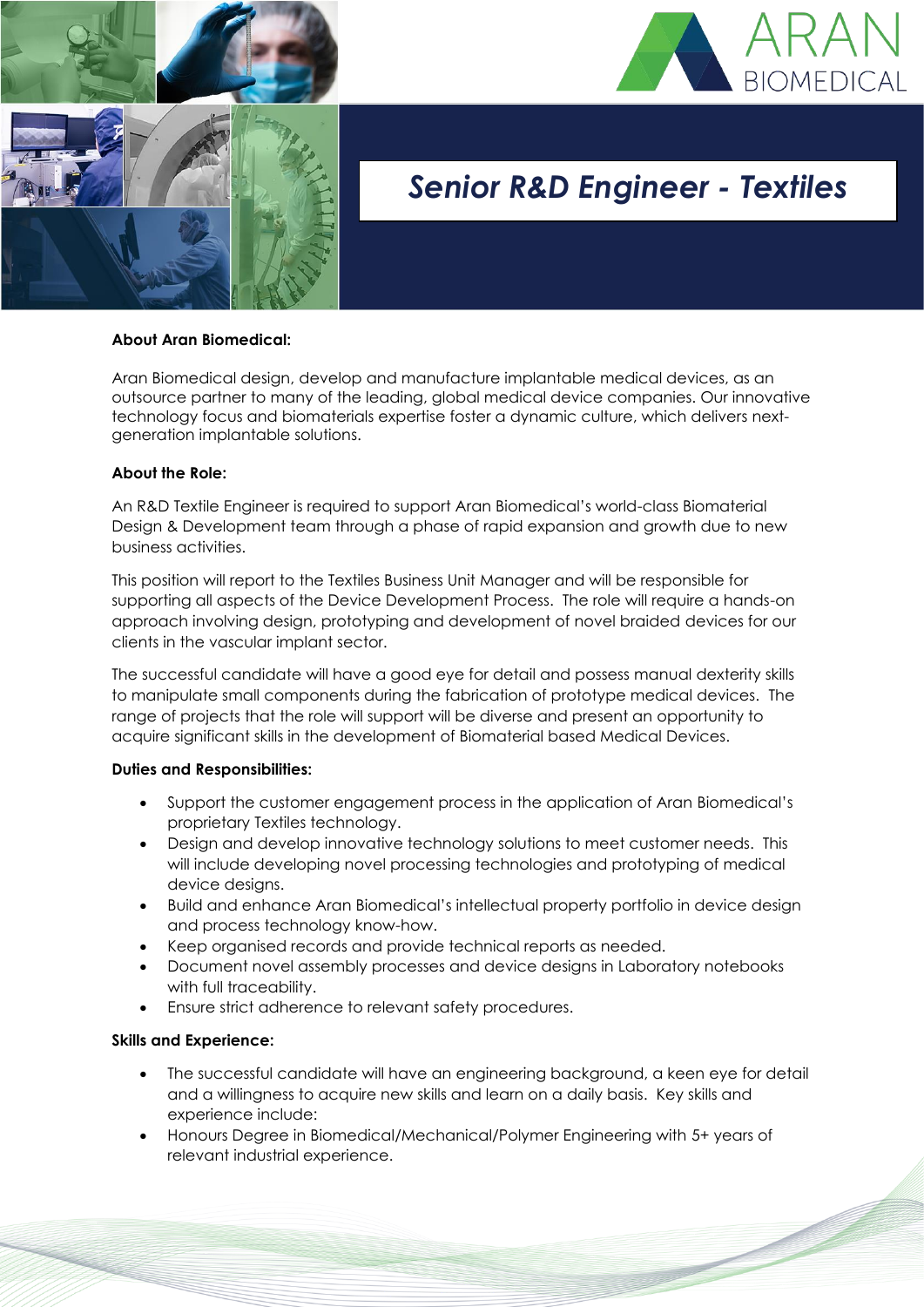ARAN BIOMEDICAL

# Senior R&D Engineer - Textiles

**About Aran Biomedical:**

Aran Biomedical design, develop and manufacture implantable medical devices, as an outsource partner to many of the leading, global medical device companies. Our innovative technology focus and biomaterials expertise foster a dynamic culture, which delivers next-generation implantable solutions.

**About the Role:**

An R&D Textile Engineer is required to support Aran Biomedical's world-class Biomaterial Design & Development team through a phase of rapid expansion and growth due to new business activities.

This position will report to the Textiles Business Unit Manager and will be responsible for supporting all aspects of the Device Development Process. The role will require a hands-on approach involving design, prototyping and development of novel braided devices for our clients in the vascular implant sector.

The successful candidate will have a good eye for detail and possess manual dexterity skills to manipulate small components during the fabrication of prototype medical devices. The range of projects that the role will support will be diverse and present an opportunity to acquire significant skills in the development of Biomaterial based Medical Devices.

**Duties and Responsibilities:**

- Support the customer engagement process in the application of Aran Biomedical's proprietary Textiles technology.
- Design and develop innovative technology solutions to meet customer needs. This will include developing novel processing technologies and prototyping of medical device designs.
- Build and enhance Aran Biomedical's intellectual property portfolio in device design and process technology know-how.
- Keep organised records and provide technical reports as needed.
- Document novel assembly processes and device designs in Laboratory notebooks with full traceability.
- Ensure strict adherence to relevant safety procedures.

**Skills and Experience:**

- The successful candidate will have an engineering background, a keen eye for detail and a willingness to acquire new skills and learn on a daily basis. Key skills and experience include:
- Honours Degree in Biomedical/Mechanical/Polymer Engineering with 5+ years of relevant industrial experience.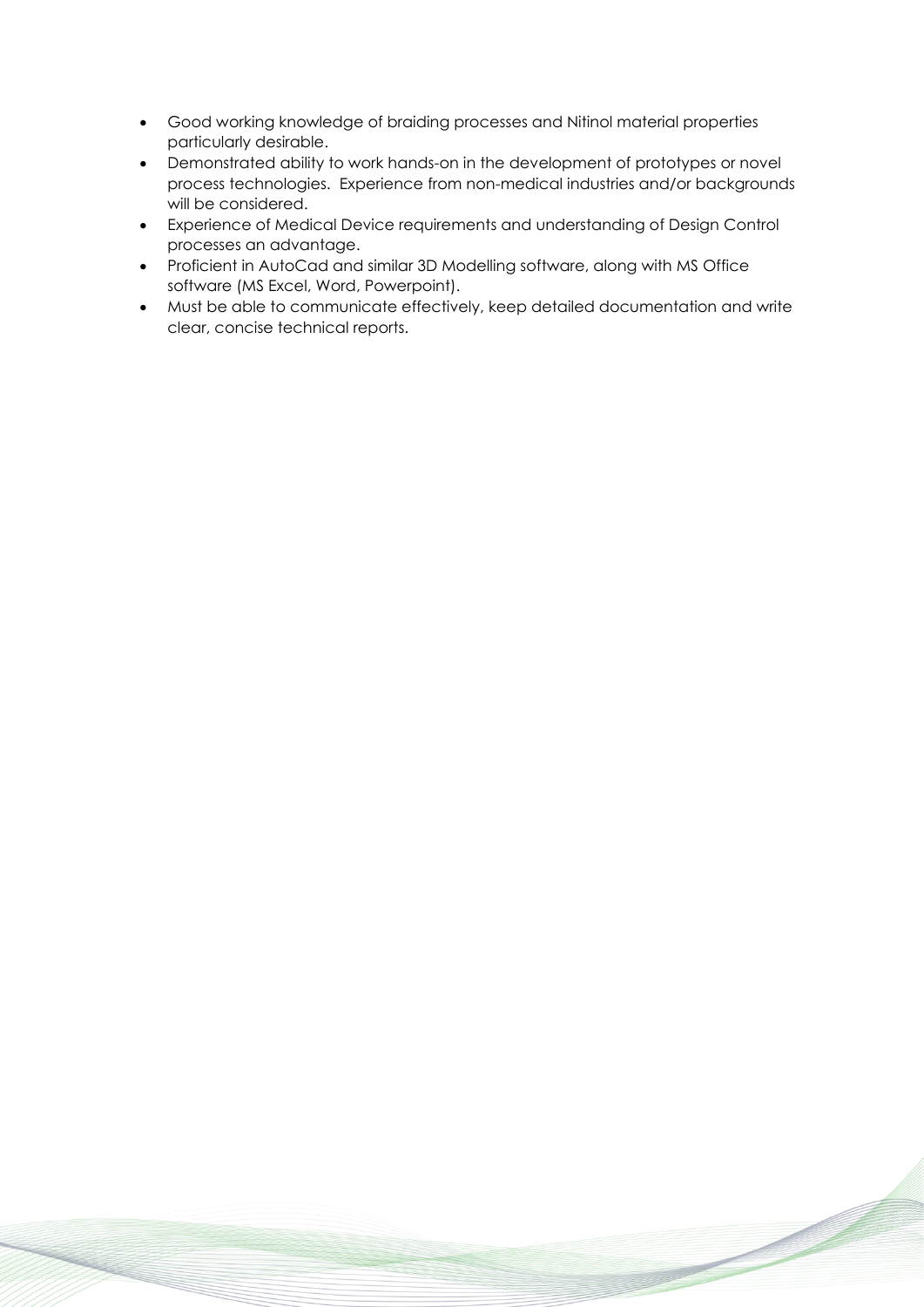- Good working knowledge of braiding processes and Nitinol material properties particularly desirable.
- Demonstrated ability to work hands-on in the development of prototypes or novel process technologies. Experience from non-medical industries and/or backgrounds will be considered.
- Experience of Medical Device requirements and understanding of Design Control processes an advantage.
- Proficient in AutoCad and similar 3D Modelling software, along with MS Office software (MS Excel, Word, Powerpoint).
- Must be able to communicate effectively, keep detailed documentation and write clear, concise technical reports.